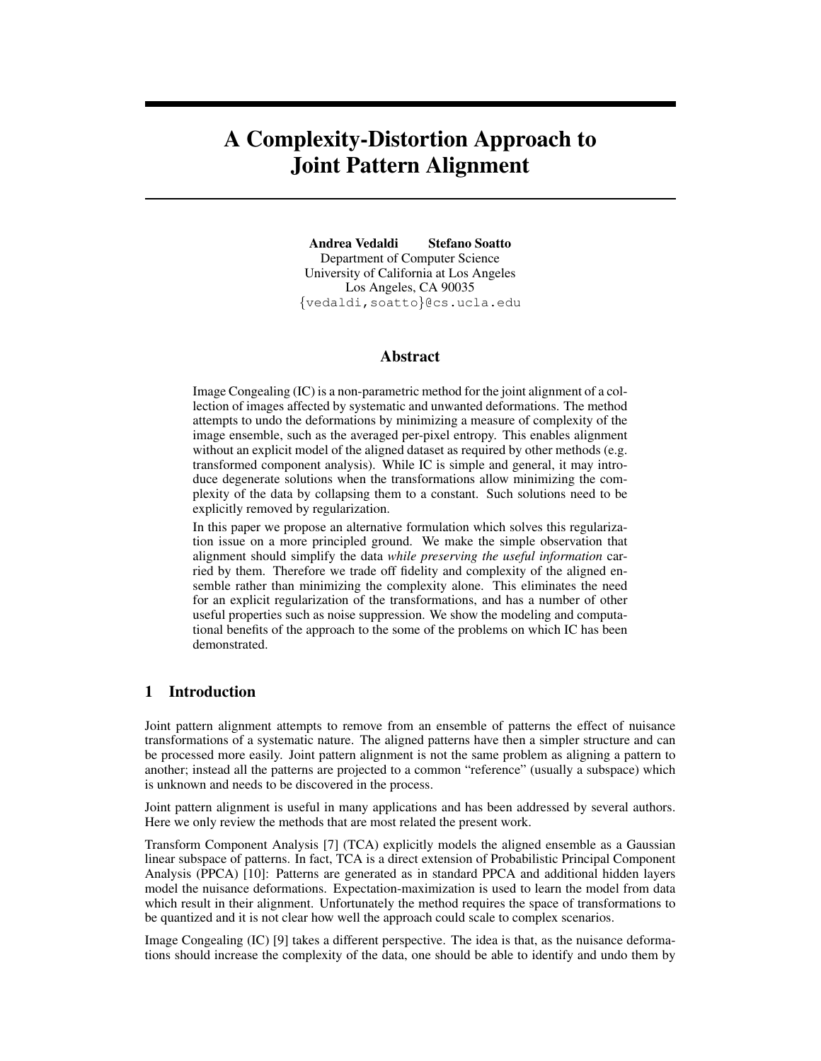# A Complexity-Distortion Approach to Joint Pattern Alignment

**Andrea Vedaldi** **Stefano Soatto**
Department of Computer Science
University of California at Los Angeles
Los Angeles, CA 90035
{vedaldi,soatto}@cs.ucla.edu

## Abstract

Image Congealing (IC) is a non-parametric method for the joint alignment of a collection of images affected by systematic and unwanted deformations. The method attempts to undo the deformations by minimizing a measure of complexity of the image ensemble, such as the averaged per-pixel entropy. This enables alignment without an explicit model of the aligned dataset as required by other methods (e.g. transformed component analysis). While IC is simple and general, it may introduce degenerate solutions when the transformations allow minimizing the complexity of the data by collapsing them to a constant. Such solutions need to be explicitly removed by regularization.

In this paper we propose an alternative formulation which solves this regularization issue on a more principled ground. We make the simple observation that alignment should simplify the data *while preserving the useful information* carried by them. Therefore we trade off fidelity and complexity of the aligned ensemble rather than minimizing the complexity alone. This eliminates the need for an explicit regularization of the transformations, and has a number of other useful properties such as noise suppression. We show the modeling and computational benefits of the approach to the some of the problems on which IC has been demonstrated.

## 1 Introduction

Joint pattern alignment attempts to remove from an ensemble of patterns the effect of nuisance transformations of a systematic nature. The aligned patterns have then a simpler structure and can be processed more easily. Joint pattern alignment is not the same problem as aligning a pattern to another; instead all the patterns are projected to a common "reference" (usually a subspace) which is unknown and needs to be discovered in the process.

Joint pattern alignment is useful in many applications and has been addressed by several authors. Here we only review the methods that are most related the present work.

Transform Component Analysis [7] (TCA) explicitly models the aligned ensemble as a Gaussian linear subspace of patterns. In fact, TCA is a direct extension of Probabilistic Principal Component Analysis (PPCA) [10]: Patterns are generated as in standard PPCA and additional hidden layers model the nuisance deformations. Expectation-maximization is used to learn the model from data which result in their alignment. Unfortunately the method requires the space of transformations to be quantized and it is not clear how well the approach could scale to complex scenarios.

Image Congealing (IC) [9] takes a different perspective. The idea is that, as the nuisance deformations should increase the complexity of the data, one should be able to identify and undo them by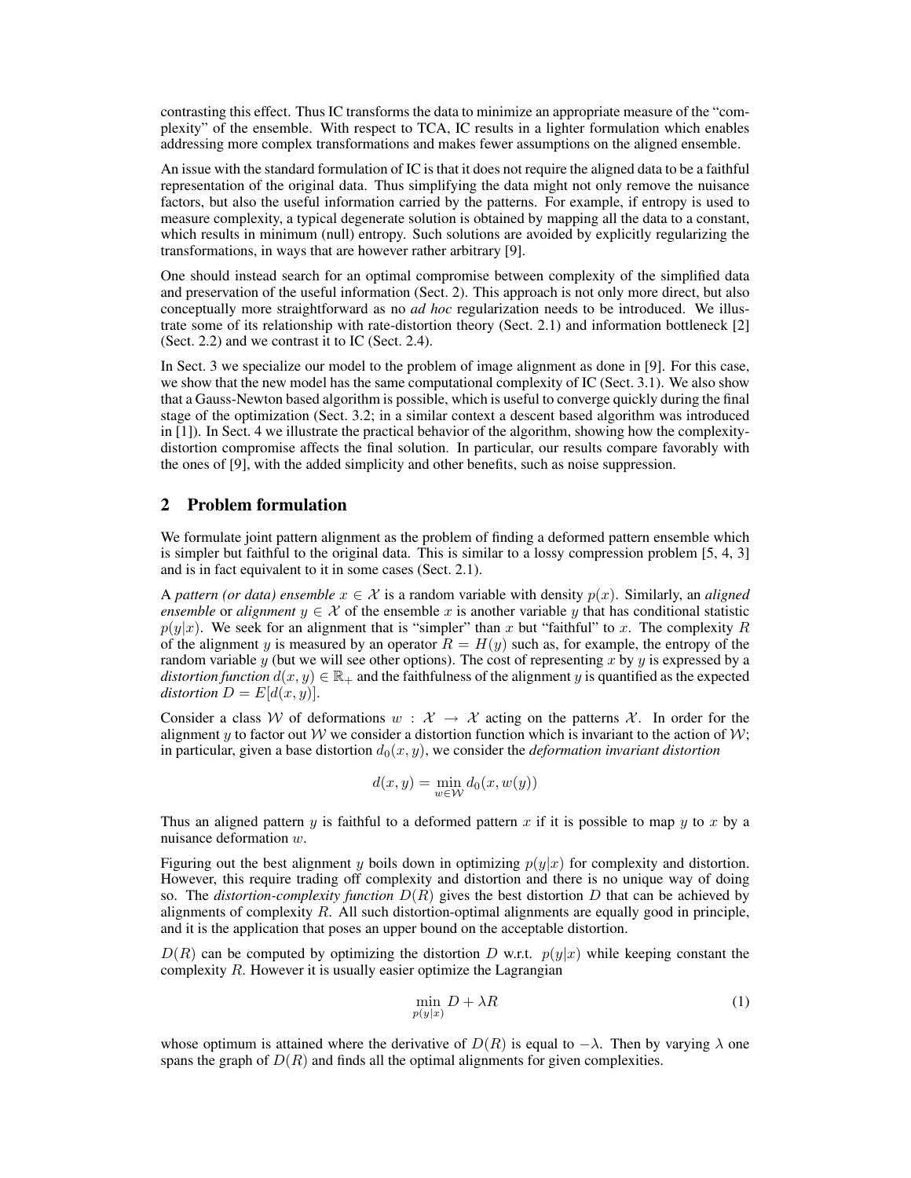contrasting this effect. Thus IC transforms the data to minimize an appropriate measure of the "complexity" of the ensemble. With respect to TCA, IC results in a lighter formulation which enables addressing more complex transformations and makes fewer assumptions on the aligned ensemble.

An issue with the standard formulation of IC is that it does not require the aligned data to be a faithful representation of the original data. Thus simplifying the data might not only remove the nuisance factors, but also the useful information carried by the patterns. For example, if entropy is used to measure complexity, a typical degenerate solution is obtained by mapping all the data to a constant, which results in minimum (null) entropy. Such solutions are avoided by explicitly regularizing the transformations, in ways that are however rather arbitrary [9].

One should instead search for an optimal compromise between complexity of the simplified data and preservation of the useful information (Sect. 2). This approach is not only more direct, but also conceptually more straightforward as no *ad hoc* regularization needs to be introduced. We illustrate some of its relationship with rate-distortion theory (Sect. 2.1) and information bottleneck [2] (Sect. 2.2) and we contrast it to IC (Sect. 2.4).

In Sect. 3 we specialize our model to the problem of image alignment as done in [9]. For this case, we show that the new model has the same computational complexity of IC (Sect. 3.1). We also show that a Gauss-Newton based algorithm is possible, which is useful to converge quickly during the final stage of the optimization (Sect. 3.2; in a similar context a descent based algorithm was introduced in [1]). In Sect. 4 we illustrate the practical behavior of the algorithm, showing how the complexity-distortion compromise affects the final solution. In particular, our results compare favorably with the ones of [9], with the added simplicity and other benefits, such as noise suppression.

## 2 Problem formulation

We formulate joint pattern alignment as the problem of finding a deformed pattern ensemble which is simpler but faithful to the original data. This is similar to a lossy compression problem [5, 4, 3] and is in fact equivalent to it in some cases (Sect. 2.1).

A *pattern (or data) ensemble* $x \in \mathcal{X}$ is a random variable with density $p(x)$. Similarly, an *aligned ensemble* or *alignment* $y \in \mathcal{X}$ of the ensemble $x$ is another variable $y$ that has conditional statistic $p(y|x)$. We seek for an alignment that is "simpler" than $x$ but "faithful" to $x$. The complexity $R$ of the alignment $y$ is measured by an operator $R = H(y)$ such as, for example, the entropy of the random variable $y$ (but we will see other options). The cost of representing $x$ by $y$ is expressed by a *distortion function* $d(x, y) \in \mathbb{R}_+$ and the faithfulness of the alignment $y$ is quantified as the expected *distortion* $D = E[d(x, y)]$.

Consider a class $\mathcal{W}$ of deformations $w : \mathcal{X} \rightarrow \mathcal{X}$ acting on the patterns $\mathcal{X}$. In order for the alignment $y$ to factor out $\mathcal{W}$ we consider a distortion function which is invariant to the action of $\mathcal{W}$; in particular, given a base distortion $d_0(x, y)$, we consider the *deformation invariant distortion*

$$d(x, y) = \min_{w \in \mathcal{W}} d_0(x, w(y))$$

Thus an aligned pattern $y$ is faithful to a deformed pattern $x$ if it is possible to map $y$ to $x$ by a nuisance deformation $w$.

Figuring out the best alignment $y$ boils down in optimizing $p(y|x)$ for complexity and distortion. However, this require trading off complexity and distortion and there is no unique way of doing so. The *distortion-complexity function* $D(R)$ gives the best distortion $D$ that can be achieved by alignments of complexity $R$. All such distortion-optimal alignments are equally good in principle, and it is the application that poses an upper bound on the acceptable distortion.

$D(R)$ can be computed by optimizing the distortion $D$ w.r.t. $p(y|x)$ while keeping constant the complexity $R$. However it is usually easier optimize the Lagrangian

$$\min_{p(y|x)} D + \lambda R \tag{1}$$

whose optimum is attained where the derivative of $D(R)$ is equal to $-\lambda$. Then by varying $\lambda$ one spans the graph of $D(R)$ and finds all the optimal alignments for given complexities.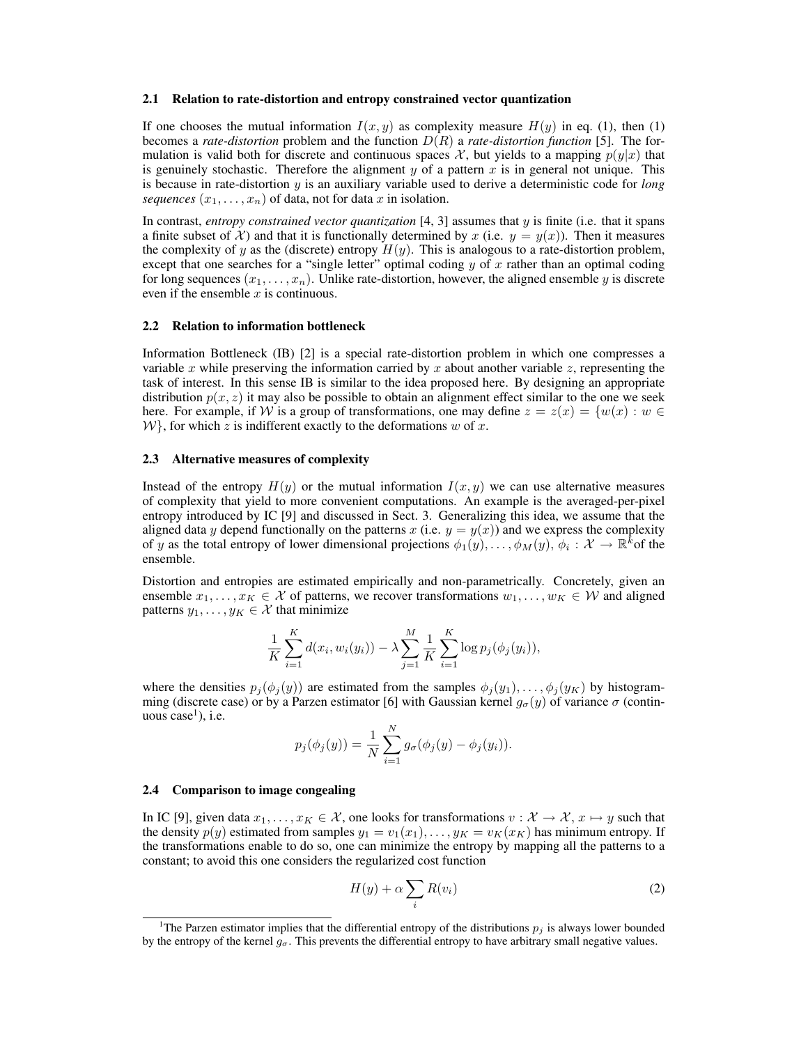### 2.1 Relation to rate-distortion and entropy constrained vector quantization

If one chooses the mutual information $I(x, y)$ as complexity measure $H(y)$ in eq. (1), then (1) becomes a *rate-distortion* problem and the function $D(R)$ a *rate-distortion function* [5]. The formulation is valid both for discrete and continuous spaces $\mathcal{X}$, but yields to a mapping $p(y|x)$ that is genuinely stochastic. Therefore the alignment $y$ of a pattern $x$ is in general not unique. This is because in rate-distortion $y$ is an auxiliary variable used to derive a deterministic code for *long sequences* $(x_1, \dots, x_n)$ of data, not for data $x$ in isolation.

In contrast, *entropy constrained vector quantization* [4, 3] assumes that $y$ is finite (i.e. that it spans a finite subset of $\mathcal{X}$) and that it is functionally determined by $x$ (i.e. $y = y(x)$). Then it measures the complexity of $y$ as the (discrete) entropy $H(y)$. This is analogous to a rate-distortion problem, except that one searches for a "single letter" optimal coding $y$ of $x$ rather than an optimal coding for long sequences $(x_1, \dots, x_n)$. Unlike rate-distortion, however, the aligned ensemble $y$ is discrete even if the ensemble $x$ is continuous.

### 2.2 Relation to information bottleneck

Information Bottleneck (IB) [2] is a special rate-distortion problem in which one compresses a variable $x$ while preserving the information carried by $x$ about another variable $z$, representing the task of interest. In this sense IB is similar to the idea proposed here. By designing an appropriate distribution $p(x, z)$ it may also be possible to obtain an alignment effect similar to the one we seek here. For example, if $\mathcal{W}$ is a group of transformations, one may define $z = z(x) = \{w(x) : w \in \mathcal{W}\}$, for which $z$ is indifferent exactly to the deformations $w$ of $x$.

### 2.3 Alternative measures of complexity

Instead of the entropy $H(y)$ or the mutual information $I(x, y)$ we can use alternative measures of complexity that yield to more convenient computations. An example is the averaged-per-pixel entropy introduced by IC [9] and discussed in Sect. 3. Generalizing this idea, we assume that the aligned data $y$ depend functionally on the patterns $x$ (i.e. $y = y(x)$) and we express the complexity of $y$ as the total entropy of lower dimensional projections $\phi_1(y), \dots, \phi_M(y)$, $\phi_i : \mathcal{X} \to \mathbb{R}^k$of the ensemble.

Distortion and entropies are estimated empirically and non-parametrically. Concretely, given an ensemble $x_1, \dots, x_K \in \mathcal{X}$ of patterns, we recover transformations $w_1, \dots, w_K \in \mathcal{W}$ and aligned patterns $y_1, \dots, y_K \in \mathcal{X}$ that minimize

$$\frac{1}{K} \sum_{i=1}^{K} d(x_i, w_i(y_i)) - \lambda \sum_{j=1}^{M} \frac{1}{K} \sum_{i=1}^{K} \log p_j(\phi_j(y_i)),$$

where the densities $p_j(\phi_j(y))$ are estimated from the samples $\phi_j(y_1), \dots, \phi_j(y_K)$ by histogramming (discrete case) or by a Parzen estimator [6] with Gaussian kernel $g_\sigma(y)$ of variance $\sigma$ (continuous case[1]), i.e.

$$p_j(\phi_j(y)) = \frac{1}{N} \sum_{i=1}^{N} g_\sigma(\phi_j(y) - \phi_j(y_i)).$$

### 2.4 Comparison to image congealing

In IC [9], given data $x_1, \dots, x_K \in \mathcal{X}$, one looks for transformations $v : \mathcal{X} \to \mathcal{X}$, $x \mapsto y$ such that the density $p(y)$ estimated from samples $y_1 = v_1(x_1), \dots, y_K = v_K(x_K)$ has minimum entropy. If the transformations enable to do so, one can minimize the entropy by mapping all the patterns to a constant; to avoid this one considers the regularized cost function

$$H(y) + \alpha \sum_i R(v_i) \tag{2}$$

[1] The Parzen estimator implies that the differential entropy of the distributions $p_j$ is always lower bounded by the entropy of the kernel $g_\sigma$. This prevents the differential entropy to have arbitrary small negative values.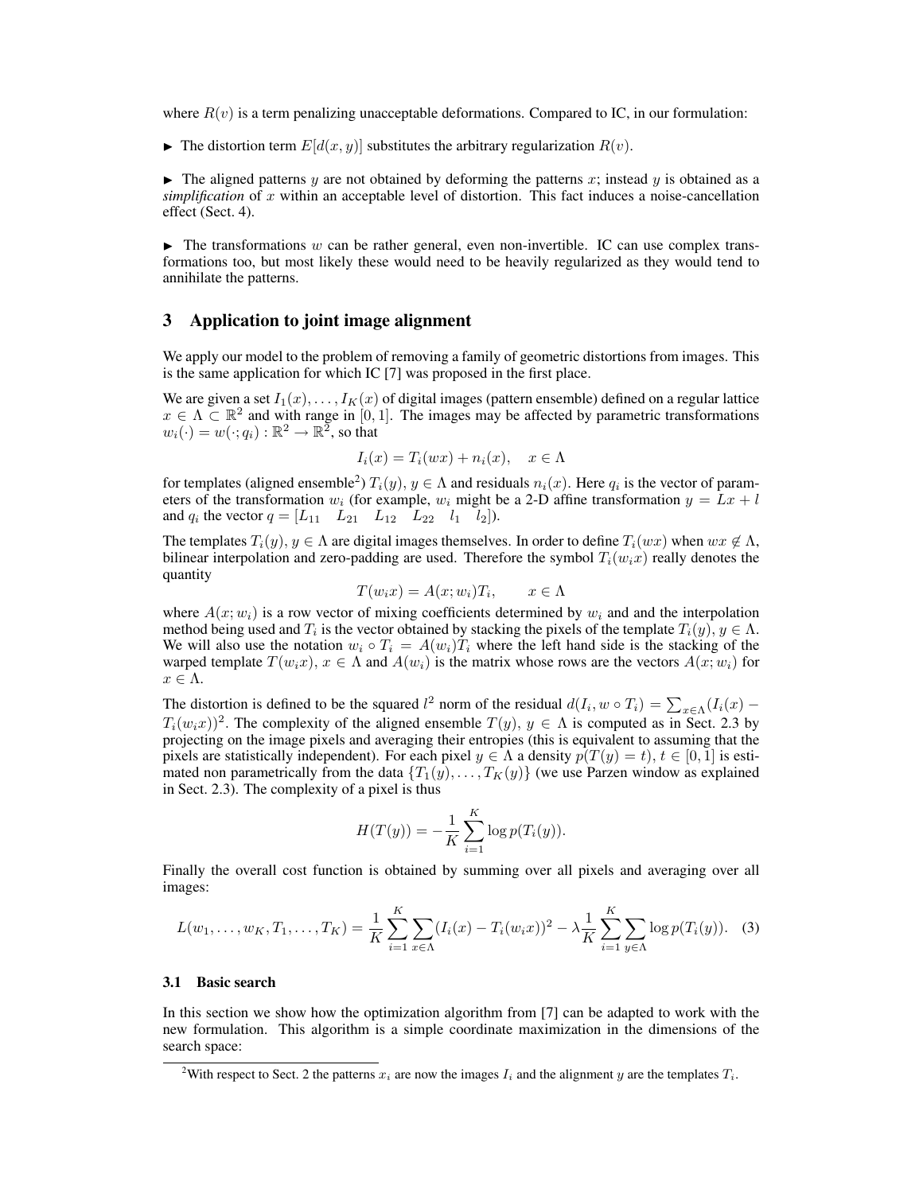where $R(v)$ is a term penalizing unacceptable deformations. Compared to IC, in our formulation:

► The distortion term $E[d(x, y)]$ substitutes the arbitrary regularization $R(v)$.

► The aligned patterns $y$ are not obtained by deforming the patterns $x$; instead $y$ is obtained as a *simplification* of $x$ within an acceptable level of distortion. This fact induces a noise-cancellation effect (Sect. 4).

► The transformations $w$ can be rather general, even non-invertible. IC can use complex transformations too, but most likely these would need to be heavily regularized as they would tend to annihilate the patterns.

## 3 Application to joint image alignment

We apply our model to the problem of removing a family of geometric distortions from images. This is the same application for which IC [7] was proposed in the first place.

We are given a set $I_1(x), \ldots, I_K(x)$ of digital images (pattern ensemble) defined on a regular lattice $x \in \Lambda \subset \mathbb{R}^2$ and with range in $[0, 1]$. The images may be affected by parametric transformations $w_i(\cdot) = w(\cdot; q_i) : \mathbb{R}^2 \to \mathbb{R}^2$, so that

$$I_i(x) = T_i(wx) + n_i(x), \quad x \in \Lambda$$

for templates (aligned ensemble[2]) $T_i(y)$, $y \in \Lambda$ and residuals $n_i(x)$. Here $q_i$ is the vector of parameters of the transformation $w_i$ (for example, $w_i$ might be a 2-D affine transformation $y = Lx + l$ and $q_i$ the vector $q = [L_{11} \quad L_{21} \quad L_{12} \quad L_{22} \quad l_1 \quad l_2]$).

The templates $T_i(y)$, $y \in \Lambda$ are digital images themselves. In order to define $T_i(wx)$ when $wx \notin \Lambda$, bilinear interpolation and zero-padding are used. Therefore the symbol $T_i(w_i x)$ really denotes the quantity

$$T(w_i x) = A(x; w_i) T_i, \qquad x \in \Lambda$$

where $A(x; w_i)$ is a row vector of mixing coefficients determined by $w_i$ and and the interpolation method being used and $T_i$ is the vector obtained by stacking the pixels of the template $T_i(y)$, $y \in \Lambda$. We will also use the notation $w_i \circ T_i = A(w_i)T_i$ where the left hand side is the stacking of the warped template $T(w_i x)$, $x \in \Lambda$ and $A(w_i)$ is the matrix whose rows are the vectors $A(x; w_i)$ for $x \in \Lambda$.

The distortion is defined to be the squared $l^2$ norm of the residual $d(I_i, w \circ T_i) = \sum_{x \in \Lambda}(I_i(x) - T_i(w_i x))^2$. The complexity of the aligned ensemble $T(y)$, $y \in \Lambda$ is computed as in Sect. 2.3 by projecting on the image pixels and averaging their entropies (this is equivalent to assuming that the pixels are statistically independent). For each pixel $y \in \Lambda$ a density $p(T(y) = t)$, $t \in [0, 1]$ is estimated non parametrically from the data $\{T_1(y), \ldots, T_K(y)\}$ (we use Parzen window as explained in Sect. 2.3). The complexity of a pixel is thus

$$H(T(y)) = -\frac{1}{K} \sum_{i=1}^{K} \log p(T_i(y)).$$

Finally the overall cost function is obtained by summing over all pixels and averaging over all images:

$$L(w_1, \ldots, w_K, T_1, \ldots, T_K) = \frac{1}{K} \sum_{i=1}^{K} \sum_{x \in \Lambda} (I_i(x) - T_i(w_i x))^2 - \lambda \frac{1}{K} \sum_{i=1}^{K} \sum_{y \in \Lambda} \log p(T_i(y)). \quad (3)$$

### 3.1 Basic search

In this section we show how the optimization algorithm from [7] can be adapted to work with the new formulation. This algorithm is a simple coordinate maximization in the dimensions of the search space:

[2] With respect to Sect. 2 the patterns $x_i$ are now the images $I_i$ and the alignment $y$ are the templates $T_i$.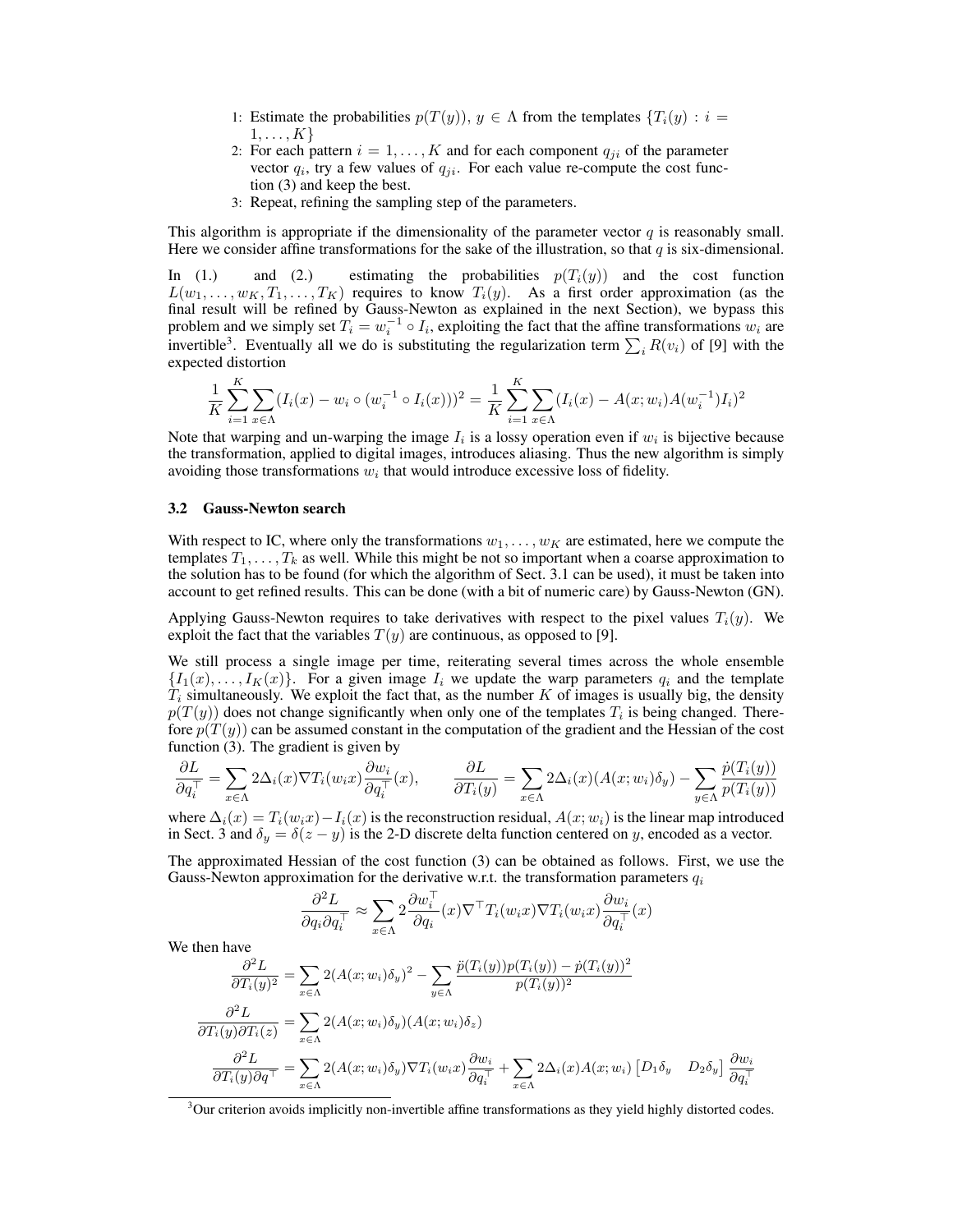1: Estimate the probabilities $p(T(y))$, $y \in \Lambda$ from the templates $\{T_i(y) : i = 1, \dots, K\}$
2: For each pattern $i = 1, \dots, K$ and for each component $q_{ji}$ of the parameter vector $q_i$, try a few values of $q_{ji}$. For each value re-compute the cost function (3) and keep the best.
3: Repeat, refining the sampling step of the parameters.

This algorithm is appropriate if the dimensionality of the parameter vector $q$ is reasonably small. Here we consider affine transformations for the sake of the illustration, so that $q$ is six-dimensional.

In (1.) and (2.) estimating the probabilities $p(T_i(y))$ and the cost function $L(w_1, \dots, w_K, T_1, \dots, T_K)$ requires to know $T_i(y)$. As a first order approximation (as the final result will be refined by Gauss-Newton as explained in the next Section), we bypass this problem and we simply set $T_i = w_i^{-1} \circ I_i$, exploiting the fact that the affine transformations $w_i$ are invertible[3]. Eventually all we do is substituting the regularization term $\sum_i R(v_i)$ of [9] with the expected distortion

$$\frac{1}{K}\sum_{i=1}^{K}\sum_{x\in\Lambda}(I_i(x) - w_i \circ (w_i^{-1} \circ I_i(x)))^2 = \frac{1}{K}\sum_{i=1}^{K}\sum_{x\in\Lambda}(I_i(x) - A(x; w_i)A(w_i^{-1})I_i)^2$$

Note that warping and un-warping the image $I_i$ is a lossy operation even if $w_i$ is bijective because the transformation, applied to digital images, introduces aliasing. Thus the new algorithm is simply avoiding those transformations $w_i$ that would introduce excessive loss of fidelity.

### 3.2 Gauss-Newton search

With respect to IC, where only the transformations $w_1, \dots, w_K$ are estimated, here we compute the templates $T_1, \dots, T_k$ as well. While this might be not so important when a coarse approximation to the solution has to be found (for which the algorithm of Sect. 3.1 can be used), it must be taken into account to get refined results. This can be done (with a bit of numeric care) by Gauss-Newton (GN).

Applying Gauss-Newton requires to take derivatives with respect to the pixel values $T_i(y)$. We exploit the fact that the variables $T(y)$ are continuous, as opposed to [9].

We still process a single image per time, reiterating several times across the whole ensemble $\{I_1(x), \dots, I_K(x)\}$. For a given image $I_i$ we update the warp parameters $q_i$ and the template $T_i$ simultaneously. We exploit the fact that, as the number $K$ of images is usually big, the density $p(T(y))$ does not change significantly when only one of the templates $T_i$ is being changed. Therefore $p(T(y))$ can be assumed constant in the computation of the gradient and the Hessian of the cost function (3). The gradient is given by

$$\frac{\partial L}{\partial q_i^\top} = \sum_{x\in\Lambda} 2\Delta_i(x)\nabla T_i(w_i x)\frac{\partial w_i}{\partial q_i^\top}(x), \qquad \frac{\partial L}{\partial T_i(y)} = \sum_{x\in\Lambda} 2\Delta_i(x)(A(x; w_i)\delta_y) - \sum_{y\in\Lambda}\frac{\dot{p}(T_i(y))}{p(T_i(y))}$$

where $\Delta_i(x) = T_i(w_i x) - I_i(x)$ is the reconstruction residual, $A(x; w_i)$ is the linear map introduced in Sect. 3 and $\delta_y = \delta(z - y)$ is the 2-D discrete delta function centered on $y$, encoded as a vector.

The approximated Hessian of the cost function (3) can be obtained as follows. First, we use the Gauss-Newton approximation for the derivative w.r.t. the transformation parameters $q_i$

$$\frac{\partial^2 L}{\partial q_i \partial q_i^\top} \approx \sum_{x\in\Lambda} 2\frac{\partial w_i^\top}{\partial q_i}(x)\nabla^\top T_i(w_i x)\nabla T_i(w_i x)\frac{\partial w_i}{\partial q_i^\top}(x)$$

We then have

$$\frac{\partial^2 L}{\partial T_i(y)^2} = \sum_{x\in\Lambda} 2(A(x; w_i)\delta_y)^2 - \sum_{y\in\Lambda}\frac{\ddot{p}(T_i(y))p(T_i(y)) - \dot{p}(T_i(y))^2}{p(T_i(y))^2}$$

$$\frac{\partial^2 L}{\partial T_i(y)\partial T_i(z)} = \sum_{x\in\Lambda} 2(A(x; w_i)\delta_y)(A(x; w_i)\delta_z)$$

$$\frac{\partial^2 L}{\partial T_i(y)\partial q^\top} = \sum_{x\in\Lambda} 2(A(x; w_i)\delta_y)\nabla T_i(w_i x)\frac{\partial w_i}{\partial q_i^\top} + \sum_{x\in\Lambda} 2\Delta_i(x)A(x; w_i)\begin{bmatrix} D_1\delta_y & D_2\delta_y \end{bmatrix}\frac{\partial w_i}{\partial q_i^\top}$$

[3] Our criterion avoids implicitly non-invertible affine transformations as they yield highly distorted codes.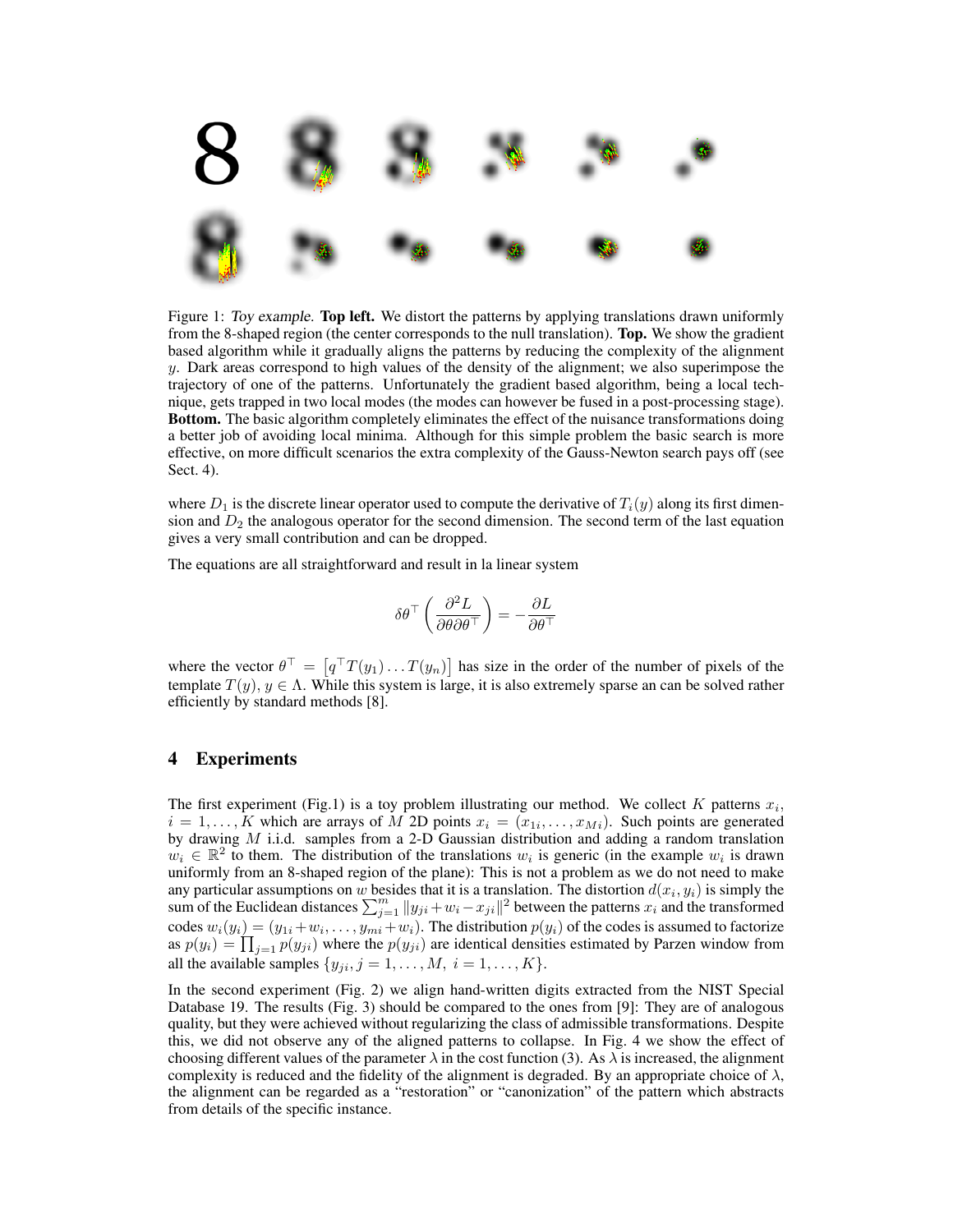Figure 1: *Toy example.* **Top left.** We distort the patterns by applying translations drawn uniformly from the 8-shaped region (the center corresponds to the null translation). **Top.** We show the gradient based algorithm while it gradually aligns the patterns by reducing the complexity of the alignment $y$. Dark areas correspond to high values of the density of the alignment; we also superimpose the trajectory of one of the patterns. Unfortunately the gradient based algorithm, being a local technique, gets trapped in two local modes (the modes can however be fused in a post-processing stage). **Bottom.** The basic algorithm completely eliminates the effect of the nuisance transformations doing a better job of avoiding local minima. Although for this simple problem the basic search is more effective, on more difficult scenarios the extra complexity of the Gauss-Newton search pays off (see Sect. 4).

where $D_1$ is the discrete linear operator used to compute the derivative of $T_i(y)$ along its first dimension and $D_2$ the analogous operator for the second dimension. The second term of the last equation gives a very small contribution and can be dropped.

The equations are all straightforward and result in la linear system

$$\delta\theta^\top \left( \frac{\partial^2 L}{\partial\theta\partial\theta^\top} \right) = -\frac{\partial L}{\partial\theta^\top}$$

where the vector $\theta^\top = \left[q^\top T(y_1) \dots T(y_n)\right]$ has size in the order of the number of pixels of the template $T(y)$, $y \in \Lambda$. While this system is large, it is also extremely sparse an can be solved rather efficiently by standard methods [8].

## 4 Experiments

The first experiment (Fig.1) is a toy problem illustrating our method. We collect $K$ patterns $x_i$, $i = 1, \dots, K$ which are arrays of $M$ 2D points $x_i = (x_{1i}, \dots, x_{Mi})$. Such points are generated by drawing $M$ i.i.d. samples from a 2-D Gaussian distribution and adding a random translation $w_i \in \mathbb{R}^2$ to them. The distribution of the translations $w_i$ is generic (in the example $w_i$ is drawn uniformly from an 8-shaped region of the plane): This is not a problem as we do not need to make any particular assumptions on $w$ besides that it is a translation. The distortion $d(x_i, y_i)$ is simply the sum of the Euclidean distances $\sum_{j=1}^{m} \|y_{ji} + w_i - x_{ji}\|^2$ between the patterns $x_i$ and the transformed codes $w_i(y_i) = (y_{1i} + w_i, \dots, y_{mi} + w_i)$. The distribution $p(y_i)$ of the codes is assumed to factorize as $p(y_i) = \prod_{j=1} p(y_{ji})$ where the $p(y_{ji})$ are identical densities estimated by Parzen window from all the available samples $\{y_{ji}, j = 1, \dots, M,\ i = 1, \dots, K\}$.

In the second experiment (Fig. 2) we align hand-written digits extracted from the NIST Special Database 19. The results (Fig. 3) should be compared to the ones from [9]: They are of analogous quality, but they were achieved without regularizing the class of admissible transformations. Despite this, we did not observe any of the aligned patterns to collapse. In Fig. 4 we show the effect of choosing different values of the parameter $\lambda$ in the cost function (3). As $\lambda$ is increased, the alignment complexity is reduced and the fidelity of the alignment is degraded. By an appropriate choice of $\lambda$, the alignment can be regarded as a "restoration" or "canonization" of the pattern which abstracts from details of the specific instance.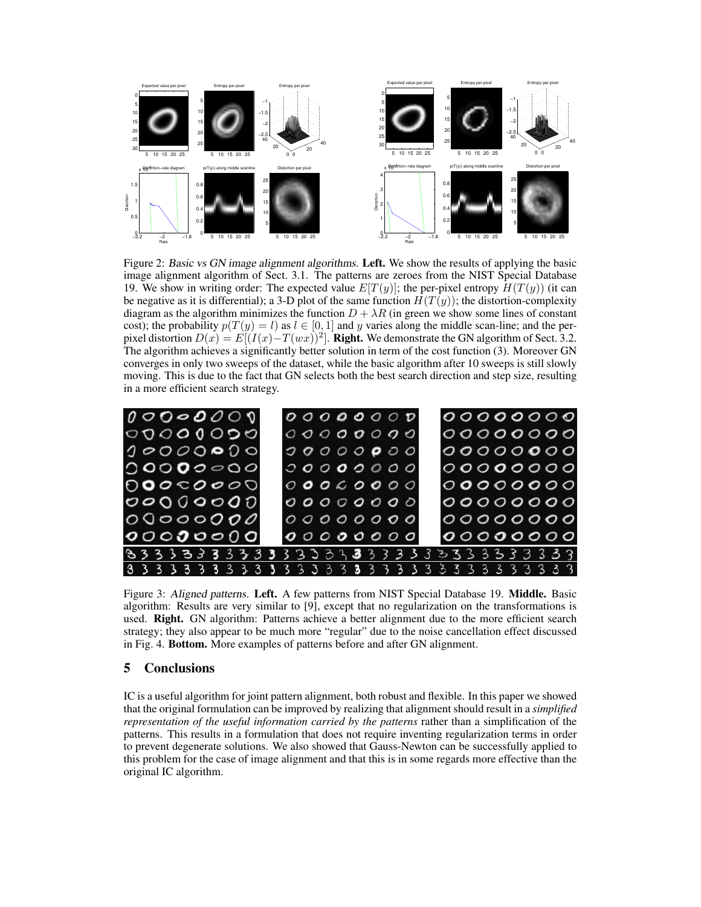Figure 2: *Basic vs GN image alignment algorithms.* **Left.** We show the results of applying the basic image alignment algorithm of Sect. 3.1. The patterns are zeroes from the NIST Special Database 19. We show in writing order: The expected value $E[T(y)]$; the per-pixel entropy $H(T(y))$ (it can be negative as it is differential); a 3-D plot of the same function $H(T(y))$; the distortion-complexity diagram as the algorithm minimizes the function $D + \lambda R$ (in green we show some lines of constant cost); the probability $p(T(y) = l)$ as $l \in [0, 1]$ and $y$ varies along the middle scan-line; and the per-pixel distortion $D(x) = E[(I(x) - T(wx))^2]$. **Right.** We demonstrate the GN algorithm of Sect. 3.2. The algorithm achieves a significantly better solution in term of the cost function (3). Moreover GN converges in only two sweeps of the dataset, while the basic algorithm after 10 sweeps is still slowly moving. This is due to the fact that GN selects both the best search direction and step size, resulting in a more efficient search strategy.

Figure 3: *Aligned patterns.* **Left.** A few patterns from NIST Special Database 19. **Middle.** Basic algorithm: Results are very similar to [9], except that no regularization on the transformations is used. **Right.** GN algorithm: Patterns achieve a better alignment due to the more efficient search strategy; they also appear to be much more "regular" due to the noise cancellation effect discussed in Fig. 4. **Bottom.** More examples of patterns before and after GN alignment.

## 5 Conclusions

IC is a useful algorithm for joint pattern alignment, both robust and flexible. In this paper we showed that the original formulation can be improved by realizing that alignment should result in a *simplified representation of the useful information carried by the patterns* rather than a simplification of the patterns. This results in a formulation that does not require inventing regularization terms in order to prevent degenerate solutions. We also showed that Gauss-Newton can be successfully applied to this problem for the case of image alignment and that this is in some regards more effective than the original IC algorithm.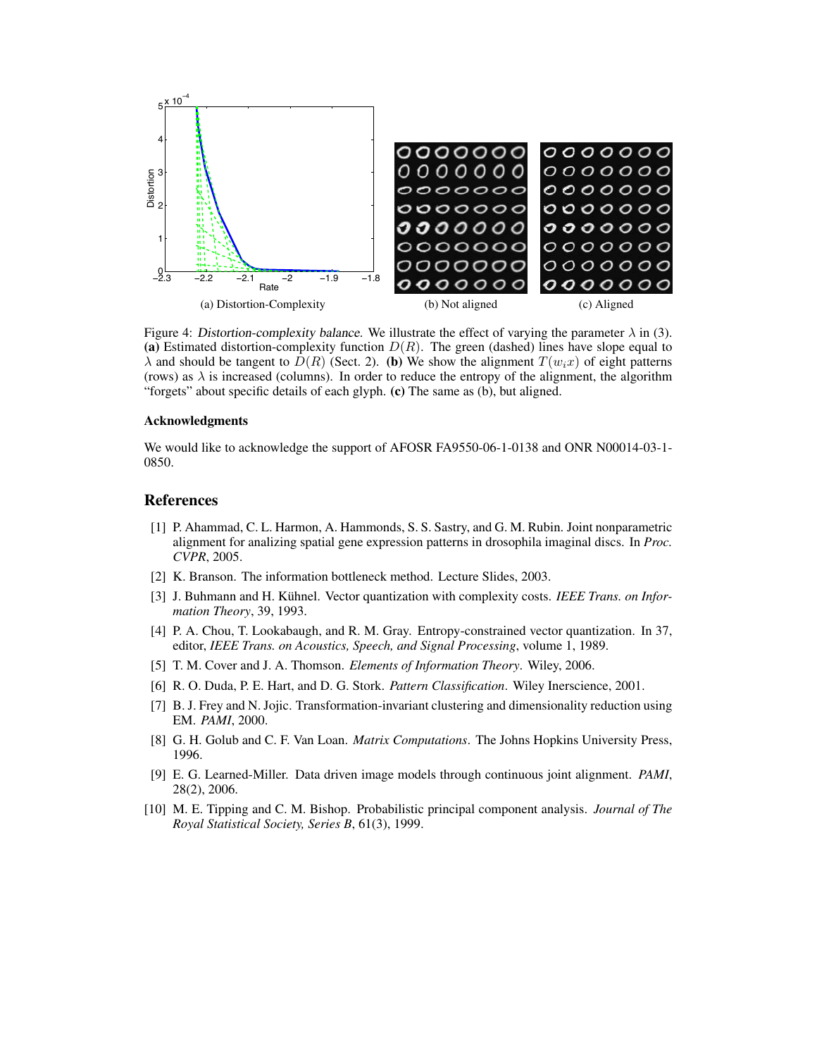x 10^-4
5
4
3
2
1
0
Distortion
–2.3 –2.2 –2.1 –2 –1.9 –1.8
Rate

(a) Distortion-Complexity (b) Not aligned (c) Aligned

Figure 4: *Distortion-complexity balance.* We illustrate the effect of varying the parameter $\lambda$ in (3). **(a)** Estimated distortion-complexity function $D(R)$. The green (dashed) lines have slope equal to $\lambda$ and should be tangent to $D(R)$ (Sect. 2). **(b)** We show the alignment $T(w_i x)$ of eight patterns (rows) as $\lambda$ is increased (columns). In order to reduce the entropy of the alignment, the algorithm "forgets" about specific details of each glyph. **(c)** The same as (b), but aligned.

#### Acknowledgments

We would like to acknowledge the support of AFOSR FA9550-06-1-0138 and ONR N00014-03-1-0850.

## References

[1] P. Ahammad, C. L. Harmon, A. Hammonds, S. S. Sastry, and G. M. Rubin. Joint nonparametric alignment for analizing spatial gene expression patterns in drosophila imaginal discs. In *Proc. CVPR*, 2005.

[2] K. Branson. The information bottleneck method. Lecture Slides, 2003.

[3] J. Buhmann and H. Kühnel. Vector quantization with complexity costs. *IEEE Trans. on Information Theory*, 39, 1993.

[4] P. A. Chou, T. Lookabaugh, and R. M. Gray. Entropy-constrained vector quantization. In 37, editor, *IEEE Trans. on Acoustics, Speech, and Signal Processing*, volume 1, 1989.

[5] T. M. Cover and J. A. Thomson. *Elements of Information Theory*. Wiley, 2006.

[6] R. O. Duda, P. E. Hart, and D. G. Stork. *Pattern Classification*. Wiley Inerscience, 2001.

[7] B. J. Frey and N. Jojic. Transformation-invariant clustering and dimensionality reduction using EM. *PAMI*, 2000.

[8] G. H. Golub and C. F. Van Loan. *Matrix Computations*. The Johns Hopkins University Press, 1996.

[9] E. G. Learned-Miller. Data driven image models through continuous joint alignment. *PAMI*, 28(2), 2006.

[10] M. E. Tipping and C. M. Bishop. Probabilistic principal component analysis. *Journal of The Royal Statistical Society, Series B*, 61(3), 1999.